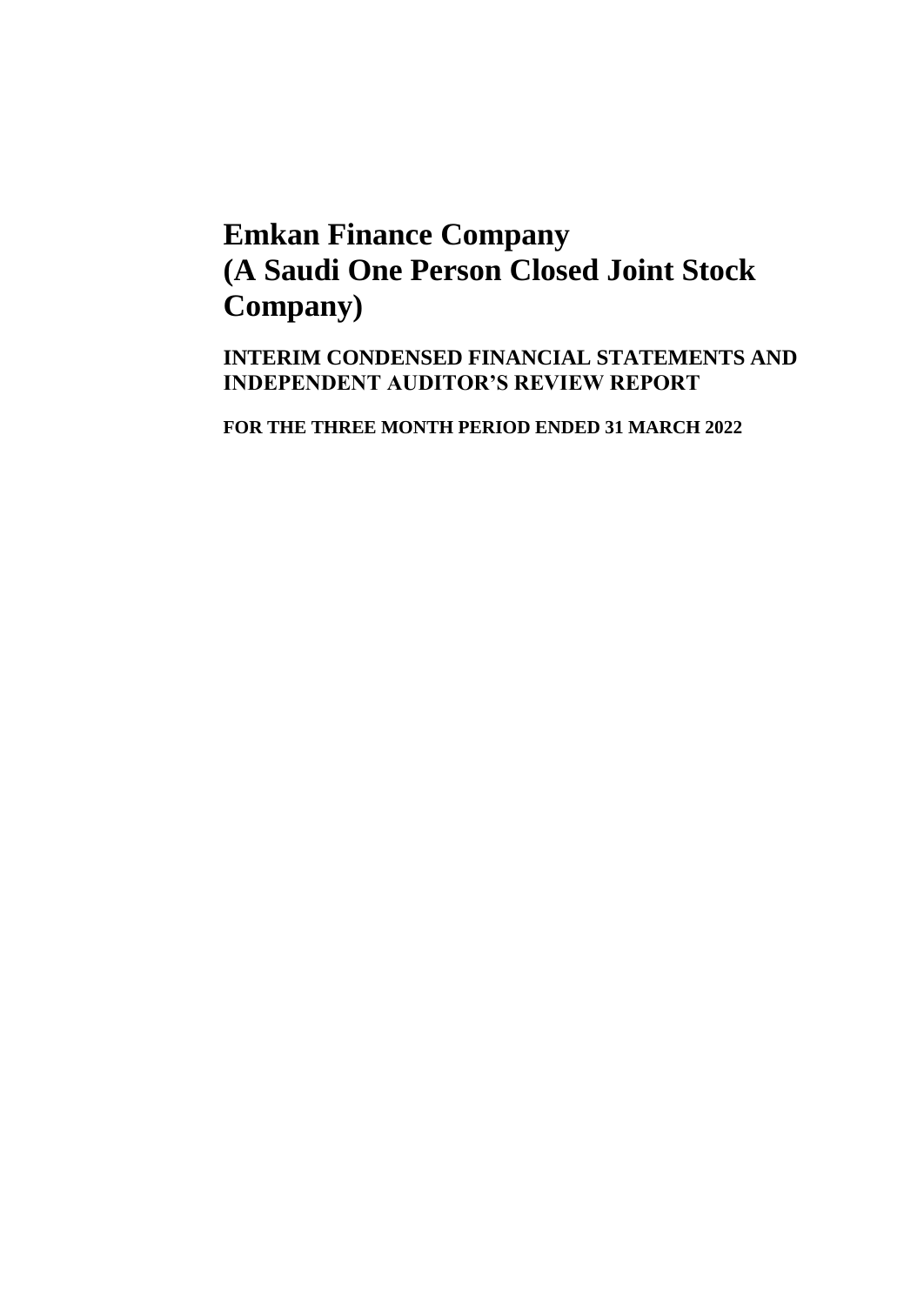# Emkan Finance Company
# (A Saudi One Person Closed Joint Stock Company)

**INTERIM CONDENSED FINANCIAL STATEMENTS AND INDEPENDENT AUDITOR'S REVIEW REPORT**

**FOR THE THREE MONTH PERIOD ENDED 31 MARCH 2022**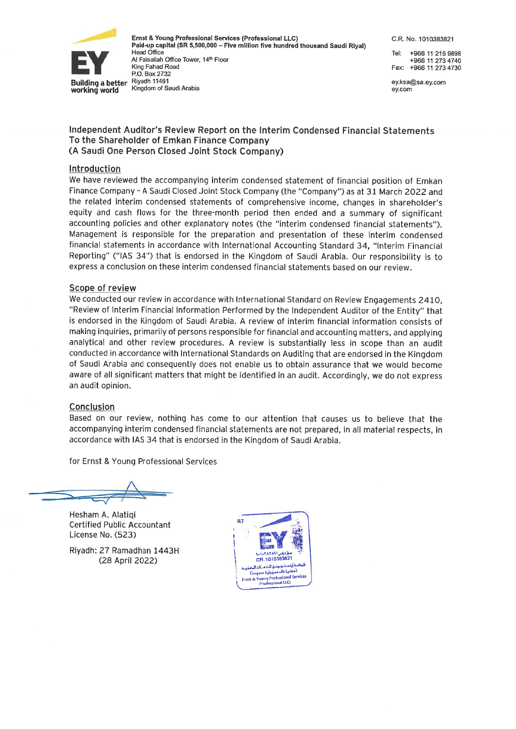Ernst & Young Professional Services (Professional LLC)
Paid-up capital (SR 5,500,000 – Five million five hundred thousand Saudi Riyal)
Head Office
Al Faisaliah Office Tower, 14th Floor
King Fahad Road
P.O. Box 2732
Riyadh 11461
Kingdom of Saudi Arabia

C.R. No. 1010383821

Tel: +966 11 215 9898
+966 11 273 4740
Fax: +966 11 273 4730

ey.ksa@sa.ey.com
ey.com

## Independent Auditor's Review Report on the Interim Condensed Financial Statements
## To the Shareholder of Emkan Finance Company
## (A Saudi One Person Closed Joint Stock Company)

### Introduction

We have reviewed the accompanying interim condensed statement of financial position of Emkan Finance Company – A Saudi Closed Joint Stock Company (the "Company") as at 31 March 2022 and the related interim condensed statements of comprehensive income, changes in shareholder's equity and cash flows for the three-month period then ended and a summary of significant accounting policies and other explanatory notes (the "interim condensed financial statements"). Management is responsible for the preparation and presentation of these interim condensed financial statements in accordance with International Accounting Standard 34, "Interim Financial Reporting" ("IAS 34") that is endorsed in the Kingdom of Saudi Arabia. Our responsibility is to express a conclusion on these interim condensed financial statements based on our review.

### Scope of review

We conducted our review in accordance with International Standard on Review Engagements 2410, "Review of Interim Financial Information Performed by the Independent Auditor of the Entity" that is endorsed in the Kingdom of Saudi Arabia. A review of interim financial information consists of making inquiries, primarily of persons responsible for financial and accounting matters, and applying analytical and other review procedures. A review is substantially less in scope than an audit conducted in accordance with International Standards on Auditing that are endorsed in the Kingdom of Saudi Arabia and consequently does not enable us to obtain assurance that we would become aware of all significant matters that might be identified in an audit. Accordingly, we do not express an audit opinion.

### Conclusion

Based on our review, nothing has come to our attention that causes us to believe that the accompanying interim condensed financial statements are not prepared, in all material respects, in accordance with IAS 34 that is endorsed in the Kingdom of Saudi Arabia.

for Ernst & Young Professional Services

Hesham A. Alatiqi
Certified Public Accountant
License No. (523)

Riyadh: 27 Ramadhan 1443H
(28 April 2022)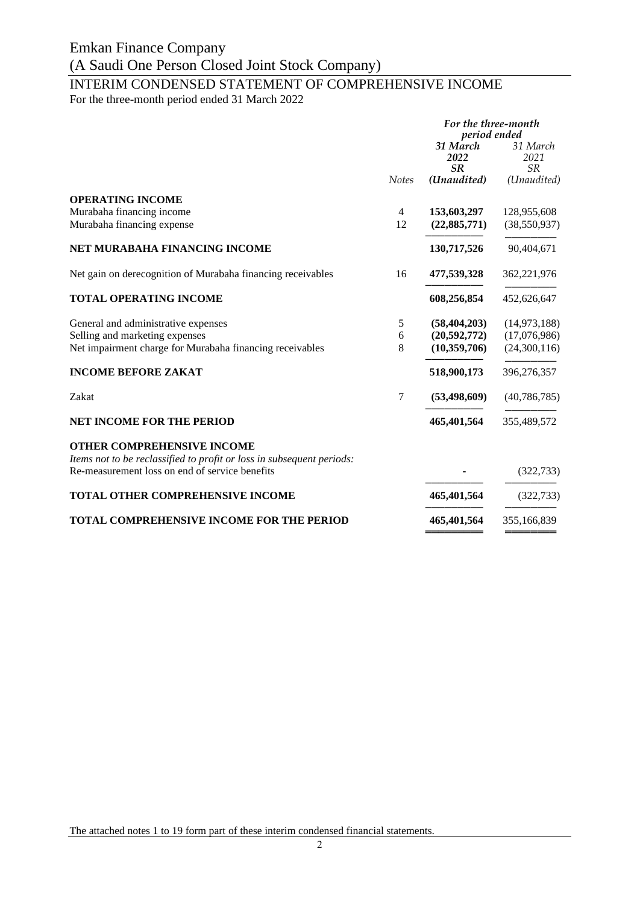# Emkan Finance Company

(A Saudi One Person Closed Joint Stock Company)

## INTERIM CONDENSED STATEMENT OF COMPREHENSIVE INCOME

For the three-month period ended 31 March 2022

| | | *For the three-month period ended* | |
|---|---|---|---|
| | *Notes* | ***31 March 2022 SR (Unaudited)*** | *31 March 2021 SR (Unaudited)* |
| **OPERATING INCOME** | | | |
| Murabaha financing income | 4 | **153,603,297** | 128,955,608 |
| Murabaha financing expense | 12 | **(22,885,771)** | (38,550,937) |
| **NET MURABAHA FINANCING INCOME** | | **130,717,526** | 90,404,671 |
| Net gain on derecognition of Murabaha financing receivables | 16 | **477,539,328** | 362,221,976 |
| **TOTAL OPERATING INCOME** | | **608,256,854** | 452,626,647 |
| General and administrative expenses | 5 | **(58,404,203)** | (14,973,188) |
| Selling and marketing expenses | 6 | **(20,592,772)** | (17,076,986) |
| Net impairment charge for Murabaha financing receivables | 8 | **(10,359,706)** | (24,300,116) |
| **INCOME BEFORE ZAKAT** | | **518,900,173** | 396,276,357 |
| Zakat | 7 | **(53,498,609)** | (40,786,785) |
| **NET INCOME FOR THE PERIOD** | | **465,401,564** | 355,489,572 |
| **OTHER COMPREHENSIVE INCOME** | | | |
| *Items not to be reclassified to profit or loss in subsequent periods:* | | | |
| Re-measurement loss on end of service benefits | | **-** | (322,733) |
| **TOTAL OTHER COMPREHENSIVE INCOME** | | **465,401,564** | (322,733) |
| **TOTAL COMPREHENSIVE INCOME FOR THE PERIOD** | | **465,401,564** | 355,166,839 |

The attached notes 1 to 19 form part of these interim condensed financial statements.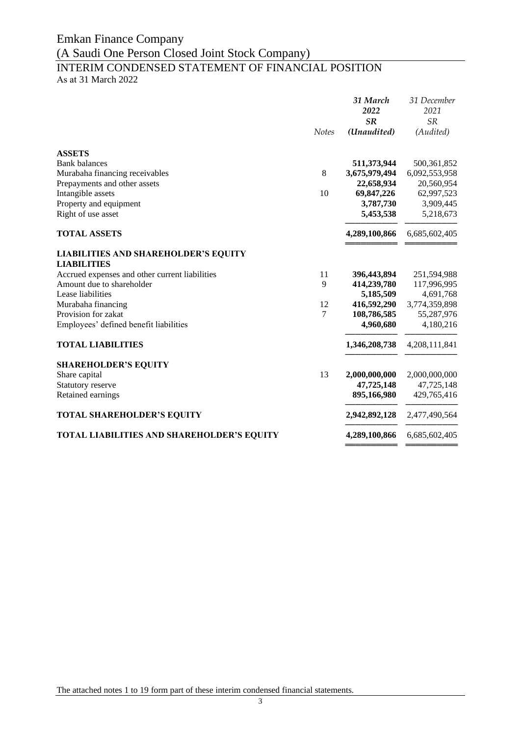# Emkan Finance Company

## (A Saudi One Person Closed Joint Stock Company)

## INTERIM CONDENSED STATEMENT OF FINANCIAL POSITION

As at 31 March 2022

| | *Notes* | ***31 March 2022 SR (Unaudited)*** | *31 December 2021 SR (Audited)* |
|---|---|---|---|
| **ASSETS** | | | |
| Bank balances | | **511,373,944** | 500,361,852 |
| Murabaha financing receivables | 8 | **3,675,979,494** | 6,092,553,958 |
| Prepayments and other assets | | **22,658,934** | 20,560,954 |
| Intangible assets | 10 | **69,847,226** | 62,997,523 |
| Property and equipment | | **3,787,730** | 3,909,445 |
| Right of use asset | | **5,453,538** | 5,218,673 |
| **TOTAL ASSETS** | | **4,289,100,866** | 6,685,602,405 |
| **LIABILITIES AND SHAREHOLDER'S EQUITY** | | | |
| **LIABILITIES** | | | |
| Accrued expenses and other current liabilities | 11 | **396,443,894** | 251,594,988 |
| Amount due to shareholder | 9 | **414,239,780** | 117,996,995 |
| Lease liabilities | | **5,185,509** | 4,691,768 |
| Murabaha financing | 12 | **416,592,290** | 3,774,359,898 |
| Provision for zakat | 7 | **108,786,585** | 55,287,976 |
| Employees' defined benefit liabilities | | **4,960,680** | 4,180,216 |
| **TOTAL LIABILITIES** | | **1,346,208,738** | 4,208,111,841 |
| **SHAREHOLDER'S EQUITY** | | | |
| Share capital | 13 | **2,000,000,000** | 2,000,000,000 |
| Statutory reserve | | **47,725,148** | 47,725,148 |
| Retained earnings | | **895,166,980** | 429,765,416 |
| **TOTAL SHAREHOLDER'S EQUITY** | | **2,942,892,128** | 2,477,490,564 |
| **TOTAL LIABILITIES AND SHAREHOLDER'S EQUITY** | | **4,289,100,866** | 6,685,602,405 |

The attached notes 1 to 19 form part of these interim condensed financial statements.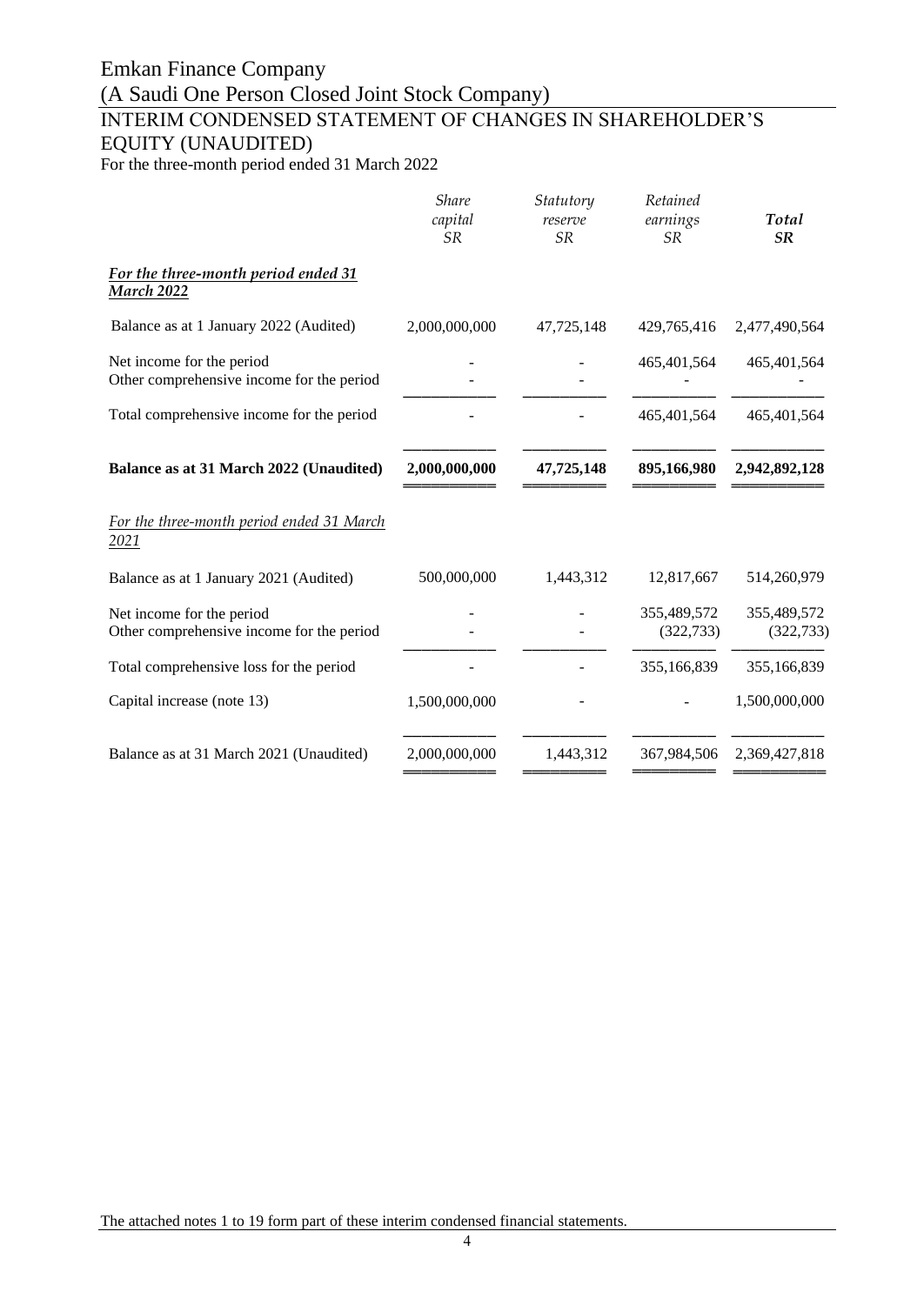# Emkan Finance Company

(A Saudi One Person Closed Joint Stock Company)

## INTERIM CONDENSED STATEMENT OF CHANGES IN SHAREHOLDER'S EQUITY (UNAUDITED)

For the three-month period ended 31 March 2022

| | *Share capital SR* | *Statutory reserve SR* | *Retained earnings SR* | ***Total SR*** |
|---|---|---|---|---|
| ***For the three-month period ended 31 March 2022*** | | | | |
| Balance as at 1 January 2022 (Audited) | 2,000,000,000 | 47,725,148 | 429,765,416 | 2,477,490,564 |
| Net income for the period | - | - | 465,401,564 | 465,401,564 |
| Other comprehensive income for the period | - | - | - | - |
| Total comprehensive income for the period | - | - | 465,401,564 | 465,401,564 |
| **Balance as at 31 March 2022 (Unaudited)** | **2,000,000,000** | **47,725,148** | **895,166,980** | **2,942,892,128** |
| *For the three-month period ended 31 March 2021* | | | | |
| Balance as at 1 January 2021 (Audited) | 500,000,000 | 1,443,312 | 12,817,667 | 514,260,979 |
| Net income for the period | - | - | 355,489,572 | 355,489,572 |
| Other comprehensive income for the period | - | - | (322,733) | (322,733) |
| Total comprehensive loss for the period | - | - | 355,166,839 | 355,166,839 |
| Capital increase (note 13) | 1,500,000,000 | - | - | 1,500,000,000 |
| Balance as at 31 March 2021 (Unaudited) | 2,000,000,000 | 1,443,312 | 367,984,506 | 2,369,427,818 |

The attached notes 1 to 19 form part of these interim condensed financial statements.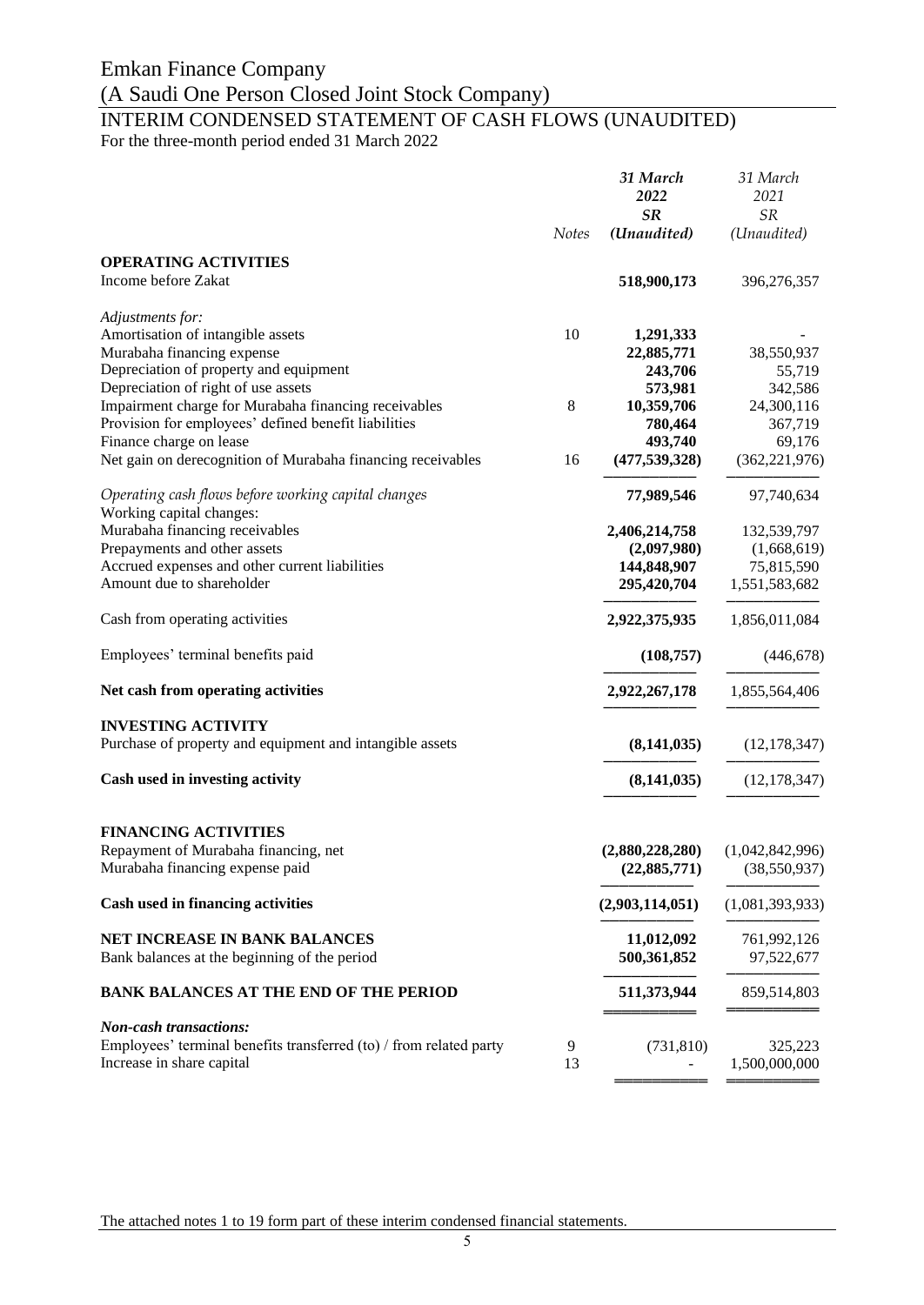# Emkan Finance Company

(A Saudi One Person Closed Joint Stock Company)

## INTERIM CONDENSED STATEMENT OF CASH FLOWS (UNAUDITED)

For the three-month period ended 31 March 2022

| | Notes | 31 March 2022 SR (Unaudited) | 31 March 2021 SR (Unaudited) |
|---|---|---|---|
| **OPERATING ACTIVITIES** | | | |
| Income before Zakat | | **518,900,173** | 396,276,357 |
| *Adjustments for:* | | | |
| Amortisation of intangible assets | 10 | **1,291,333** | - |
| Murabaha financing expense | | **22,885,771** | 38,550,937 |
| Depreciation of property and equipment | | **243,706** | 55,719 |
| Depreciation of right of use assets | | **573,981** | 342,586 |
| Impairment charge for Murabaha financing receivables | 8 | **10,359,706** | 24,300,116 |
| Provision for employees' defined benefit liabilities | | **780,464** | 367,719 |
| Finance charge on lease | | **493,740** | 69,176 |
| Net gain on derecognition of Murabaha financing receivables | 16 | **(477,539,328)** | (362,221,976) |
| *Operating cash flows before working capital changes* | | **77,989,546** | 97,740,634 |
| Working capital changes: | | | |
| Murabaha financing receivables | | **2,406,214,758** | 132,539,797 |
| Prepayments and other assets | | **(2,097,980)** | (1,668,619) |
| Accrued expenses and other current liabilities | | **144,848,907** | 75,815,590 |
| Amount due to shareholder | | **295,420,704** | 1,551,583,682 |
| Cash from operating activities | | **2,922,375,935** | 1,856,011,084 |
| Employees' terminal benefits paid | | **(108,757)** | (446,678) |
| **Net cash from operating activities** | | **2,922,267,178** | 1,855,564,406 |
| **INVESTING ACTIVITY** | | | |
| Purchase of property and equipment and intangible assets | | **(8,141,035)** | (12,178,347) |
| **Cash used in investing activity** | | **(8,141,035)** | (12,178,347) |
| **FINANCING ACTIVITIES** | | | |
| Repayment of Murabaha financing, net | | **(2,880,228,280)** | (1,042,842,996) |
| Murabaha financing expense paid | | **(22,885,771)** | (38,550,937) |
| **Cash used in financing activities** | | **(2,903,114,051)** | (1,081,393,933) |
| **NET INCREASE IN BANK BALANCES** | | **11,012,092** | 761,992,126 |
| Bank balances at the beginning of the period | | **500,361,852** | 97,522,677 |
| **BANK BALANCES AT THE END OF THE PERIOD** | | **511,373,944** | 859,514,803 |
| ***Non-cash transactions:*** | | | |
| Employees' terminal benefits transferred (to) / from related party | 9 | (731,810) | 325,223 |
| Increase in share capital | 13 | - | 1,500,000,000 |

The attached notes 1 to 19 form part of these interim condensed financial statements.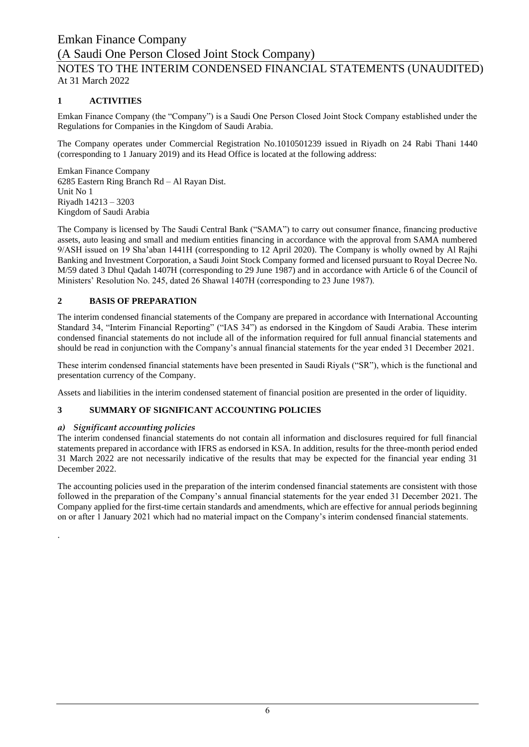# Emkan Finance Company
## (A Saudi One Person Closed Joint Stock Company)
## NOTES TO THE INTERIM CONDENSED FINANCIAL STATEMENTS (UNAUDITED)
At 31 March 2022

### 1 ACTIVITIES

Emkan Finance Company (the "Company") is a Saudi One Person Closed Joint Stock Company established under the Regulations for Companies in the Kingdom of Saudi Arabia.

The Company operates under Commercial Registration No.1010501239 issued in Riyadh on 24 Rabi Thani 1440 (corresponding to 1 January 2019) and its Head Office is located at the following address:

Emkan Finance Company
6285 Eastern Ring Branch Rd – Al Rayan Dist.
Unit No 1
Riyadh 14213 – 3203
Kingdom of Saudi Arabia

The Company is licensed by The Saudi Central Bank ("SAMA") to carry out consumer finance, financing productive assets, auto leasing and small and medium entities financing in accordance with the approval from SAMA numbered 9/ASH issued on 19 Sha'aban 1441H (corresponding to 12 April 2020). The Company is wholly owned by Al Rajhi Banking and Investment Corporation, a Saudi Joint Stock Company formed and licensed pursuant to Royal Decree No. M/59 dated 3 Dhul Qadah 1407H (corresponding to 29 June 1987) and in accordance with Article 6 of the Council of Ministers' Resolution No. 245, dated 26 Shawal 1407H (corresponding to 23 June 1987).

### 2 BASIS OF PREPARATION

The interim condensed financial statements of the Company are prepared in accordance with International Accounting Standard 34, "Interim Financial Reporting" ("IAS 34") as endorsed in the Kingdom of Saudi Arabia. These interim condensed financial statements do not include all of the information required for full annual financial statements and should be read in conjunction with the Company's annual financial statements for the year ended 31 December 2021.

These interim condensed financial statements have been presented in Saudi Riyals ("SR"), which is the functional and presentation currency of the Company.

Assets and liabilities in the interim condensed statement of financial position are presented in the order of liquidity.

### 3 SUMMARY OF SIGNIFICANT ACCOUNTING POLICIES

#### *a) Significant accounting policies*

The interim condensed financial statements do not contain all information and disclosures required for full financial statements prepared in accordance with IFRS as endorsed in KSA. In addition, results for the three-month period ended 31 March 2022 are not necessarily indicative of the results that may be expected for the financial year ending 31 December 2022.

The accounting policies used in the preparation of the interim condensed financial statements are consistent with those followed in the preparation of the Company's annual financial statements for the year ended 31 December 2021. The Company applied for the first-time certain standards and amendments, which are effective for annual periods beginning on or after 1 January 2021 which had no material impact on the Company's interim condensed financial statements.

.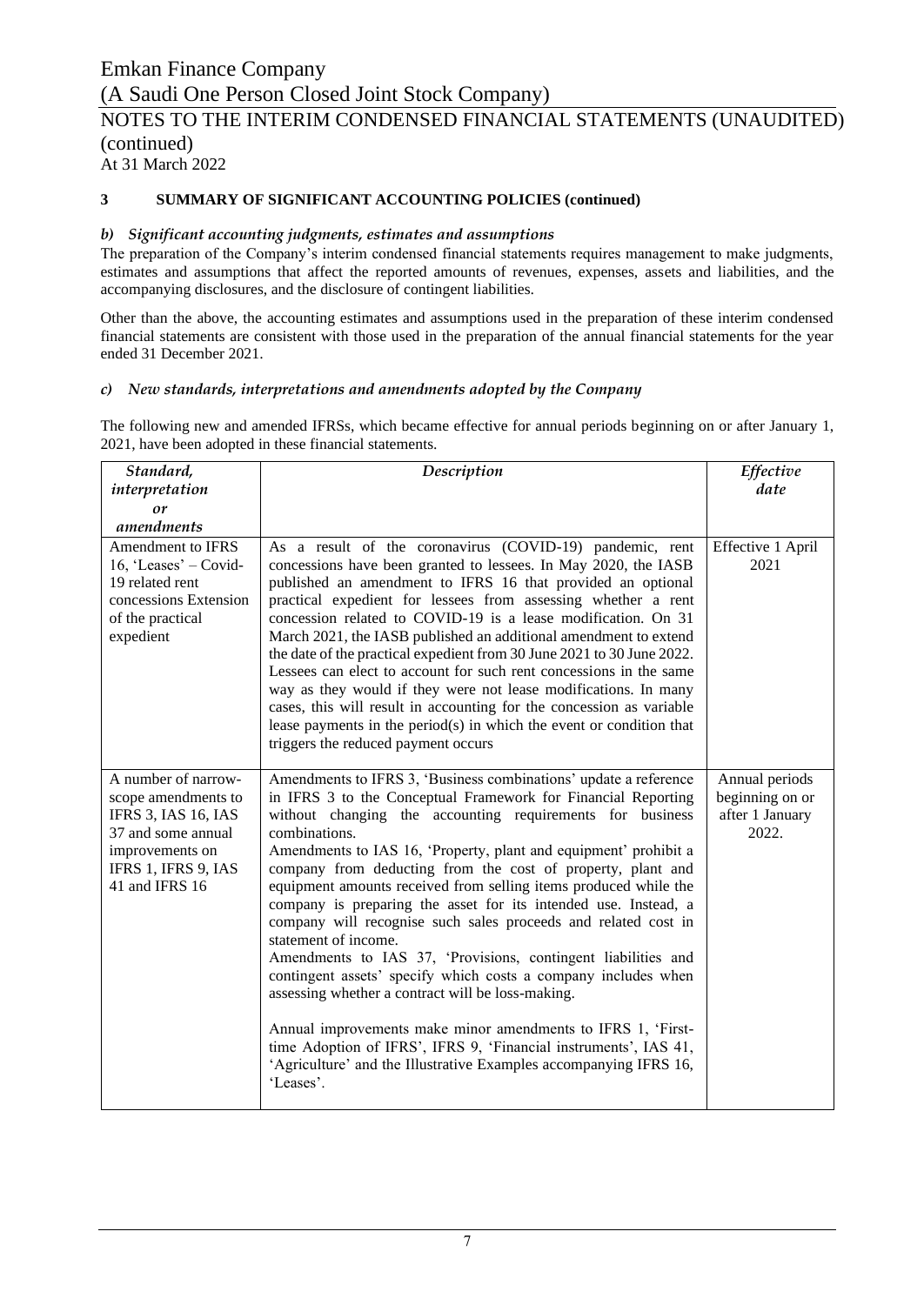Emkan Finance Company

(A Saudi One Person Closed Joint Stock Company)

NOTES TO THE INTERIM CONDENSED FINANCIAL STATEMENTS (UNAUDITED) (continued)

At 31 March 2022

**3 SUMMARY OF SIGNIFICANT ACCOUNTING POLICIES (continued)**

***b) Significant accounting judgments, estimates and assumptions***

The preparation of the Company's interim condensed financial statements requires management to make judgments, estimates and assumptions that affect the reported amounts of revenues, expenses, assets and liabilities, and the accompanying disclosures, and the disclosure of contingent liabilities.

Other than the above, the accounting estimates and assumptions used in the preparation of these interim condensed financial statements are consistent with those used in the preparation of the annual financial statements for the year ended 31 December 2021.

***c) New standards, interpretations and amendments adopted by the Company***

The following new and amended IFRSs, which became effective for annual periods beginning on or after January 1, 2021, have been adopted in these financial statements.

| *Standard, interpretation or amendments* | *Description* | *Effective date* |
|---|---|---|
| Amendment to IFRS 16, 'Leases' – Covid-19 related rent concessions Extension of the practical expedient | As a result of the coronavirus (COVID-19) pandemic, rent concessions have been granted to lessees. In May 2020, the IASB published an amendment to IFRS 16 that provided an optional practical expedient for lessees from assessing whether a rent concession related to COVID-19 is a lease modification. On 31 March 2021, the IASB published an additional amendment to extend the date of the practical expedient from 30 June 2021 to 30 June 2022. Lessees can elect to account for such rent concessions in the same way as they would if they were not lease modifications. In many cases, this will result in accounting for the concession as variable lease payments in the period(s) in which the event or condition that triggers the reduced payment occurs | Effective 1 April 2021 |
| A number of narrow-scope amendments to IFRS 3, IAS 16, IAS 37 and some annual improvements on IFRS 1, IFRS 9, IAS 41 and IFRS 16 | Amendments to IFRS 3, 'Business combinations' update a reference in IFRS 3 to the Conceptual Framework for Financial Reporting without changing the accounting requirements for business combinations.<br>Amendments to IAS 16, 'Property, plant and equipment' prohibit a company from deducting from the cost of property, plant and equipment amounts received from selling items produced while the company is preparing the asset for its intended use. Instead, a company will recognise such sales proceeds and related cost in statement of income.<br>Amendments to IAS 37, 'Provisions, contingent liabilities and contingent assets' specify which costs a company includes when assessing whether a contract will be loss-making.<br><br>Annual improvements make minor amendments to IFRS 1, 'First-time Adoption of IFRS', IFRS 9, 'Financial instruments', IAS 41, 'Agriculture' and the Illustrative Examples accompanying IFRS 16, 'Leases'. | Annual periods beginning on or after 1 January 2022. |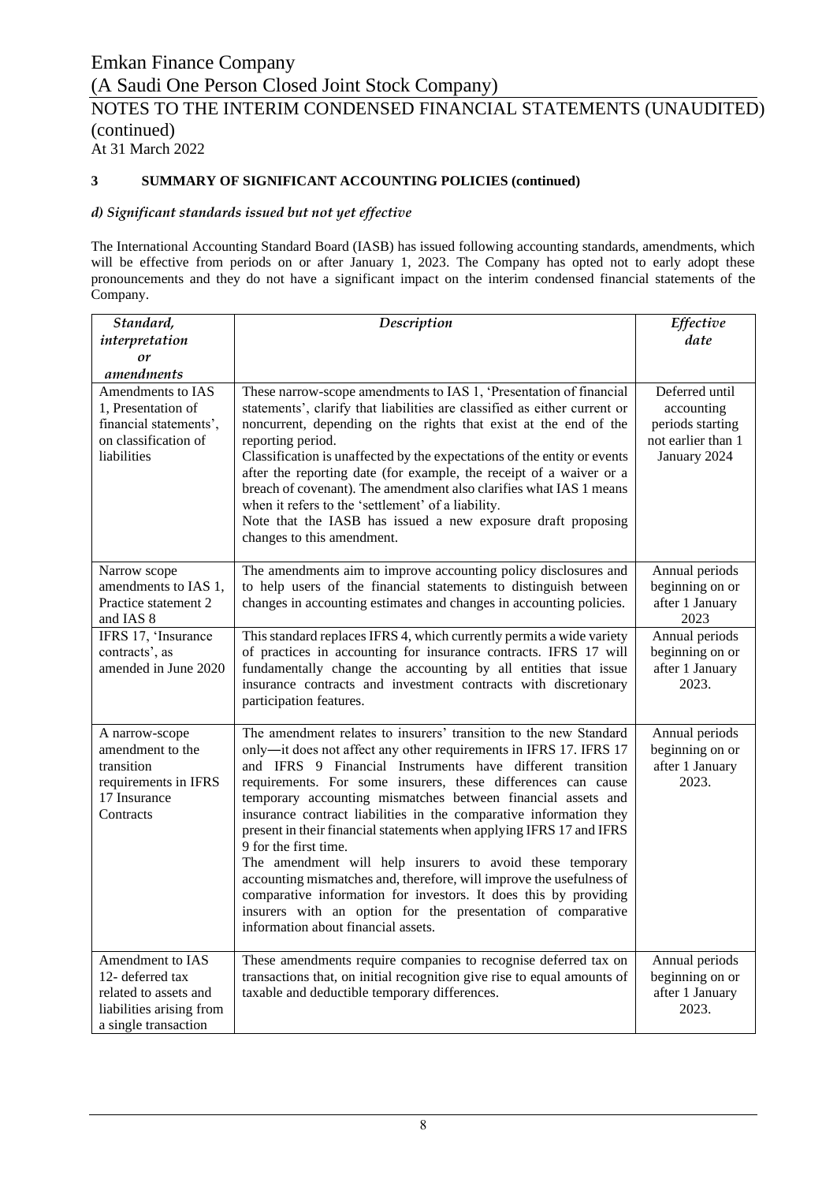## 3 SUMMARY OF SIGNIFICANT ACCOUNTING POLICIES (continued)

### *d) Significant standards issued but not yet effective*

The International Accounting Standard Board (IASB) has issued following accounting standards, amendments, which will be effective from periods on or after January 1, 2023. The Company has opted not to early adopt these pronouncements and they do not have a significant impact on the interim condensed financial statements of the Company.

| *Standard, interpretation or amendments* | *Description* | *Effective date* |
|---|---|---|
| Amendments to IAS 1, Presentation of financial statements', on classification of liabilities | These narrow-scope amendments to IAS 1, 'Presentation of financial statements', clarify that liabilities are classified as either current or noncurrent, depending on the rights that exist at the end of the reporting period.<br>Classification is unaffected by the expectations of the entity or events after the reporting date (for example, the receipt of a waiver or a breach of covenant). The amendment also clarifies what IAS 1 means when it refers to the 'settlement' of a liability.<br>Note that the IASB has issued a new exposure draft proposing changes to this amendment. | Deferred until accounting periods starting not earlier than 1 January 2024 |
| Narrow scope amendments to IAS 1, Practice statement 2 and IAS 8 | The amendments aim to improve accounting policy disclosures and to help users of the financial statements to distinguish between changes in accounting estimates and changes in accounting policies. | Annual periods beginning on or after 1 January 2023 |
| IFRS 17, 'Insurance contracts', as amended in June 2020 | This standard replaces IFRS 4, which currently permits a wide variety of practices in accounting for insurance contracts. IFRS 17 will fundamentally change the accounting by all entities that issue insurance contracts and investment contracts with discretionary participation features. | Annual periods beginning on or after 1 January 2023. |
| A narrow-scope amendment to the transition requirements in IFRS 17 Insurance Contracts | The amendment relates to insurers' transition to the new Standard only—it does not affect any other requirements in IFRS 17. IFRS 17 and IFRS 9 Financial Instruments have different transition requirements. For some insurers, these differences can cause temporary accounting mismatches between financial assets and insurance contract liabilities in the comparative information they present in their financial statements when applying IFRS 17 and IFRS 9 for the first time.<br>The amendment will help insurers to avoid these temporary accounting mismatches and, therefore, will improve the usefulness of comparative information for investors. It does this by providing insurers with an option for the presentation of comparative information about financial assets. | Annual periods beginning on or after 1 January 2023. |
| Amendment to IAS 12- deferred tax related to assets and liabilities arising from a single transaction | These amendments require companies to recognise deferred tax on transactions that, on initial recognition give rise to equal amounts of taxable and deductible temporary differences. | Annual periods beginning on or after 1 January 2023. |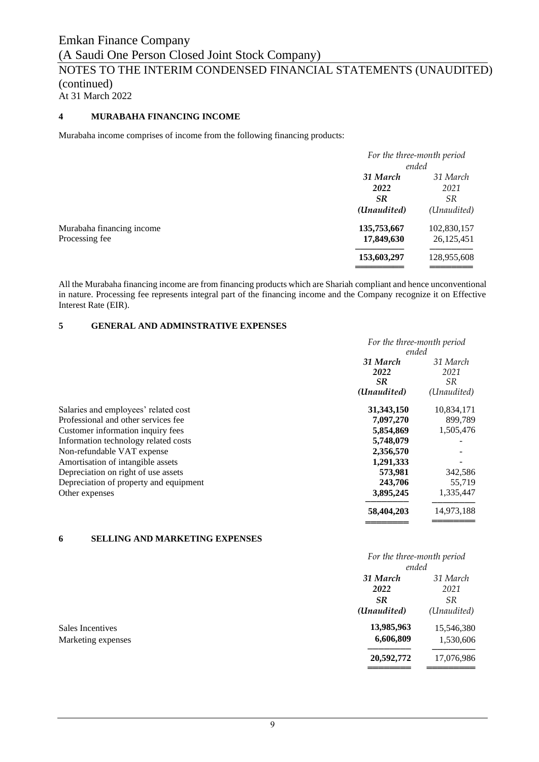# Emkan Finance Company

(A Saudi One Person Closed Joint Stock Company)

NOTES TO THE INTERIM CONDENSED FINANCIAL STATEMENTS (UNAUDITED) (continued)

At 31 March 2022

## 4 MURABAHA FINANCING INCOME

Murabaha income comprises of income from the following financing products:

| | *For the three-month period ended* | |
|---|---|---|
| | ***31 March 2022 SR (Unaudited)*** | *31 March 2021 SR (Unaudited)* |
| Murabaha financing income | **135,753,667** | 102,830,157 |
| Processing fee | **17,849,630** | 26,125,451 |
| | **153,603,297** | 128,955,608 |

All the Murabaha financing income are from financing products which are Shariah compliant and hence unconventional in nature. Processing fee represents integral part of the financing income and the Company recognize it on Effective Interest Rate (EIR).

## 5 GENERAL AND ADMINSTRATIVE EXPENSES

| | *For the three-month period ended* | |
|---|---|---|
| | ***31 March 2022 SR (Unaudited)*** | *31 March 2021 SR (Unaudited)* |
| Salaries and employees' related cost | **31,343,150** | 10,834,171 |
| Professional and other services fee | **7,097,270** | 899,789 |
| Customer information inquiry fees | **5,854,869** | 1,505,476 |
| Information technology related costs | **5,748,079** | - |
| Non-refundable VAT expense | **2,356,570** | - |
| Amortisation of intangible assets | **1,291,333** | - |
| Depreciation on right of use assets | **573,981** | 342,586 |
| Depreciation of property and equipment | **243,706** | 55,719 |
| Other expenses | **3,895,245** | 1,335,447 |
| | **58,404,203** | 14,973,188 |

## 6 SELLING AND MARKETING EXPENSES

| | *For the three-month period ended* | |
|---|---|---|
| | ***31 March 2022 SR (Unaudited)*** | *31 March 2021 SR (Unaudited)* |
| Sales Incentives | **13,985,963** | 15,546,380 |
| Marketing expenses | **6,606,809** | 1,530,606 |
| | **20,592,772** | 17,076,986 |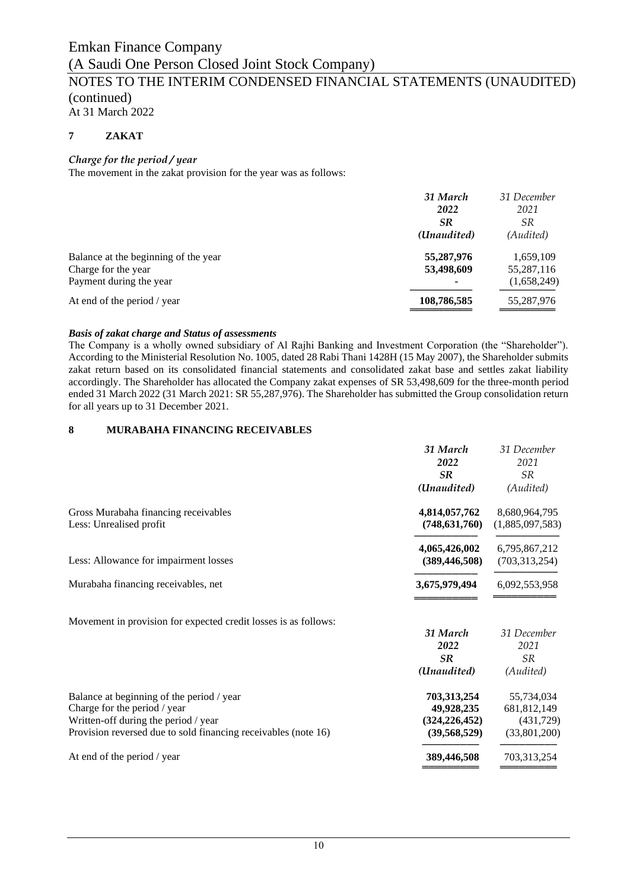Emkan Finance Company
(A Saudi One Person Closed Joint Stock Company)
NOTES TO THE INTERIM CONDENSED FINANCIAL STATEMENTS (UNAUDITED) (continued)
At 31 March 2022

## 7 ZAKAT

### *Charge for the period / year*

The movement in the zakat provision for the year was as follows:

| | 31 March 2022 SR (Unaudited) | 31 December 2021 SR (Audited) |
|---|---|---|
| Balance at the beginning of the year | **55,287,976** | 1,659,109 |
| Charge for the year | **53,498,609** | 55,287,116 |
| Payment during the year | **-** | (1,658,249) |
| At end of the period / year | **108,786,585** | 55,287,976 |

### *Basis of zakat charge and Status of assessments*

The Company is a wholly owned subsidiary of Al Rajhi Banking and Investment Corporation (the "Shareholder"). According to the Ministerial Resolution No. 1005, dated 28 Rabi Thani 1428H (15 May 2007), the Shareholder submits zakat return based on its consolidated financial statements and consolidated zakat base and settles zakat liability accordingly. The Shareholder has allocated the Company zakat expenses of SR 53,498,609 for the three-month period ended 31 March 2022 (31 March 2021: SR 55,287,976). The Shareholder has submitted the Group consolidation return for all years up to 31 December 2021.

## 8 MURABAHA FINANCING RECEIVABLES

| | 31 March 2022 SR (Unaudited) | 31 December 2021 SR (Audited) |
|---|---|---|
| Gross Murabaha financing receivables | **4,814,057,762** | 8,680,964,795 |
| Less: Unrealised profit | **(748,631,760)** | (1,885,097,583) |
| | **4,065,426,002** | 6,795,867,212 |
| Less: Allowance for impairment losses | **(389,446,508)** | (703,313,254) |
| Murabaha financing receivables, net | **3,675,979,494** | 6,092,553,958 |

Movement in provision for expected credit losses is as follows:

| | 31 March 2022 SR (Unaudited) | 31 December 2021 SR (Audited) |
|---|---|---|
| Balance at beginning of the period / year | **703,313,254** | 55,734,034 |
| Charge for the period / year | **49,928,235** | 681,812,149 |
| Written-off during the period / year | **(324,226,452)** | (431,729) |
| Provision reversed due to sold financing receivables (note 16) | **(39,568,529)** | (33,801,200) |
| At end of the period / year | **389,446,508** | 703,313,254 |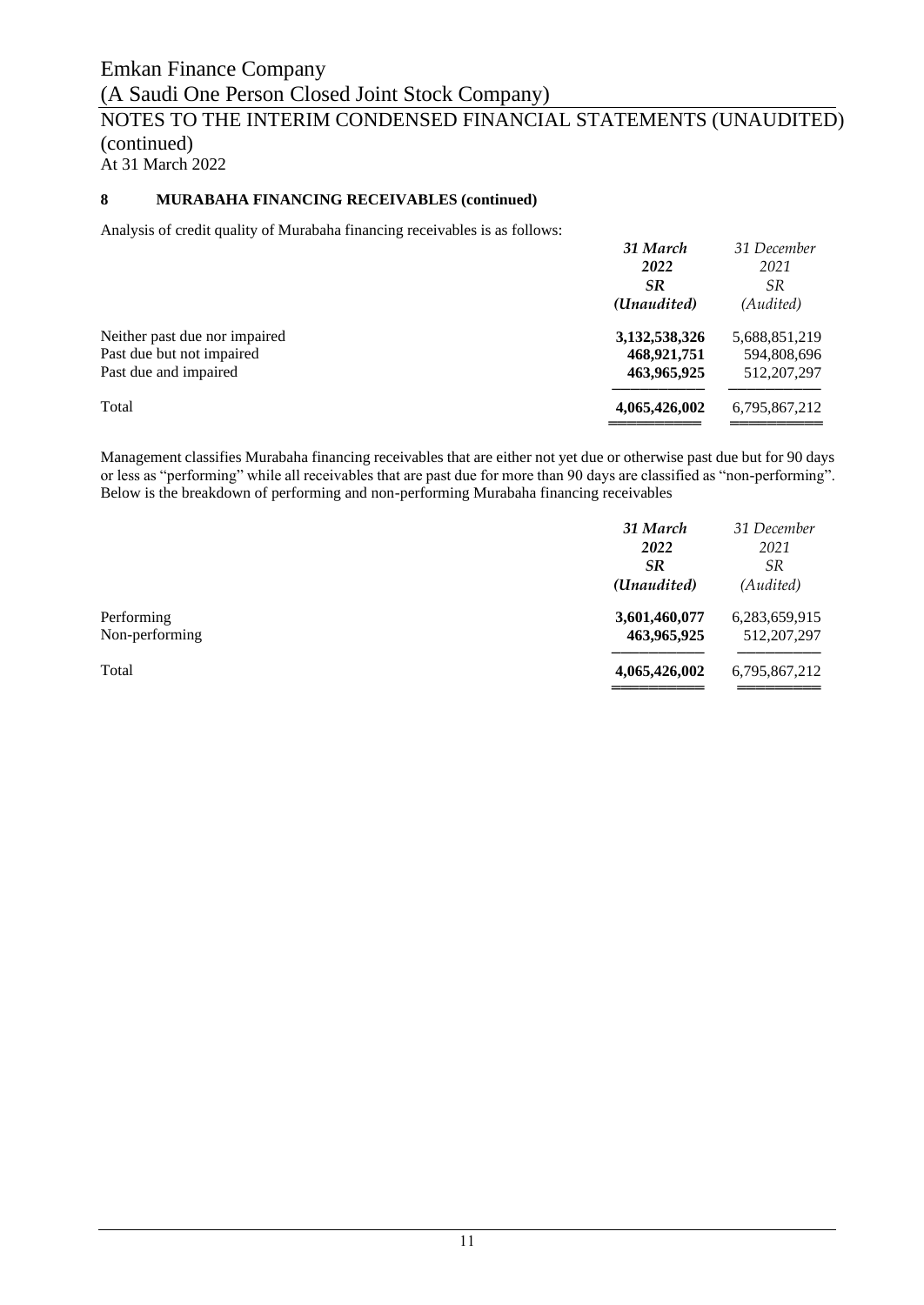Emkan Finance Company
(A Saudi One Person Closed Joint Stock Company)
NOTES TO THE INTERIM CONDENSED FINANCIAL STATEMENTS (UNAUDITED) (continued)
At 31 March 2022

## 8 MURABAHA FINANCING RECEIVABLES (continued)

Analysis of credit quality of Murabaha financing receivables is as follows:

| | ***31 March 2022 SR (Unaudited)*** | *31 December 2021 SR (Audited)* |
|---|---|---|
| Neither past due nor impaired | **3,132,538,326** | 5,688,851,219 |
| Past due but not impaired | **468,921,751** | 594,808,696 |
| Past due and impaired | **463,965,925** | 512,207,297 |
| Total | **4,065,426,002** | 6,795,867,212 |

Management classifies Murabaha financing receivables that are either not yet due or otherwise past due but for 90 days or less as "performing" while all receivables that are past due for more than 90 days are classified as "non-performing". Below is the breakdown of performing and non-performing Murabaha financing receivables

| | ***31 March 2022 SR (Unaudited)*** | *31 December 2021 SR (Audited)* |
|---|---|---|
| Performing | **3,601,460,077** | 6,283,659,915 |
| Non-performing | **463,965,925** | 512,207,297 |
| Total | **4,065,426,002** | 6,795,867,212 |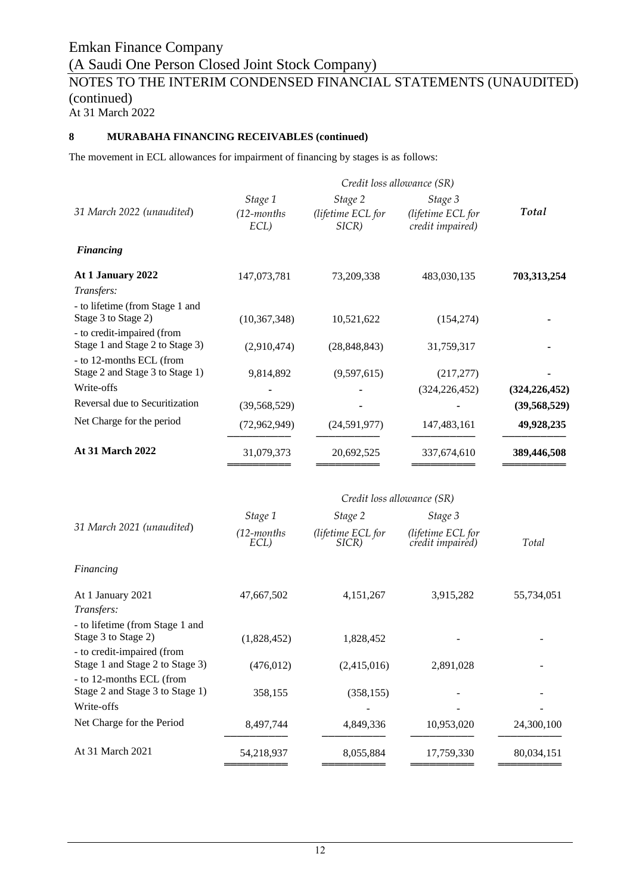Emkan Finance Company
(A Saudi One Person Closed Joint Stock Company)
NOTES TO THE INTERIM CONDENSED FINANCIAL STATEMENTS (UNAUDITED) (continued)
At 31 March 2022

**8 MURABAHA FINANCING RECEIVABLES (continued)**

The movement in ECL allowances for impairment of financing by stages is as follows:

| | *Credit loss allowance (SR)* | | | |
|---|---|---|---|---|
| *31 March 2022 (unaudited)* | *Stage 1 (12-months ECL)* | *Stage 2 (lifetime ECL for SICR)* | *Stage 3 (lifetime ECL for credit impaired)* | ***Total*** |
| ***Financing*** | | | | |
| **At 1 January 2022** | 147,073,781 | 73,209,338 | 483,030,135 | **703,313,254** |
| *Transfers:* | | | | |
| - to lifetime (from Stage 1 and Stage 3 to Stage 2) | (10,367,348) | 10,521,622 | (154,274) | **-** |
| - to credit-impaired (from Stage 1 and Stage 2 to Stage 3) | (2,910,474) | (28,848,843) | 31,759,317 | **-** |
| - to 12-months ECL (from Stage 2 and Stage 3 to Stage 1) | 9,814,892 | (9,597,615) | (217,277) | **-** |
| Write-offs | - | - | (324,226,452) | **(324,226,452)** |
| Reversal due to Securitization | (39,568,529) | - | - | **(39,568,529)** |
| Net Charge for the period | (72,962,949) | (24,591,977) | 147,483,161 | **49,928,235** |
| **At 31 March 2022** | 31,079,373 | 20,692,525 | 337,674,610 | **389,446,508** |

| | *Credit loss allowance (SR)* | | | |
|---|---|---|---|---|
| *31 March 2021 (unaudited)* | *Stage 1 (12-months ECL)* | *Stage 2 (lifetime ECL for SICR)* | *Stage 3 (lifetime ECL for credit impaired)* | *Total* |
| *Financing* | | | | |
| At 1 January 2021 | 47,667,502 | 4,151,267 | 3,915,282 | 55,734,051 |
| *Transfers:* | | | | |
| - to lifetime (from Stage 1 and Stage 3 to Stage 2) | (1,828,452) | 1,828,452 | - | - |
| - to credit-impaired (from Stage 1 and Stage 2 to Stage 3) | (476,012) | (2,415,016) | 2,891,028 | - |
| - to 12-months ECL (from Stage 2 and Stage 3 to Stage 1) | 358,155 | (358,155) | - | - |
| Write-offs | | - | - | - |
| Net Charge for the Period | 8,497,744 | 4,849,336 | 10,953,020 | 24,300,100 |
| At 31 March 2021 | 54,218,937 | 8,055,884 | 17,759,330 | 80,034,151 |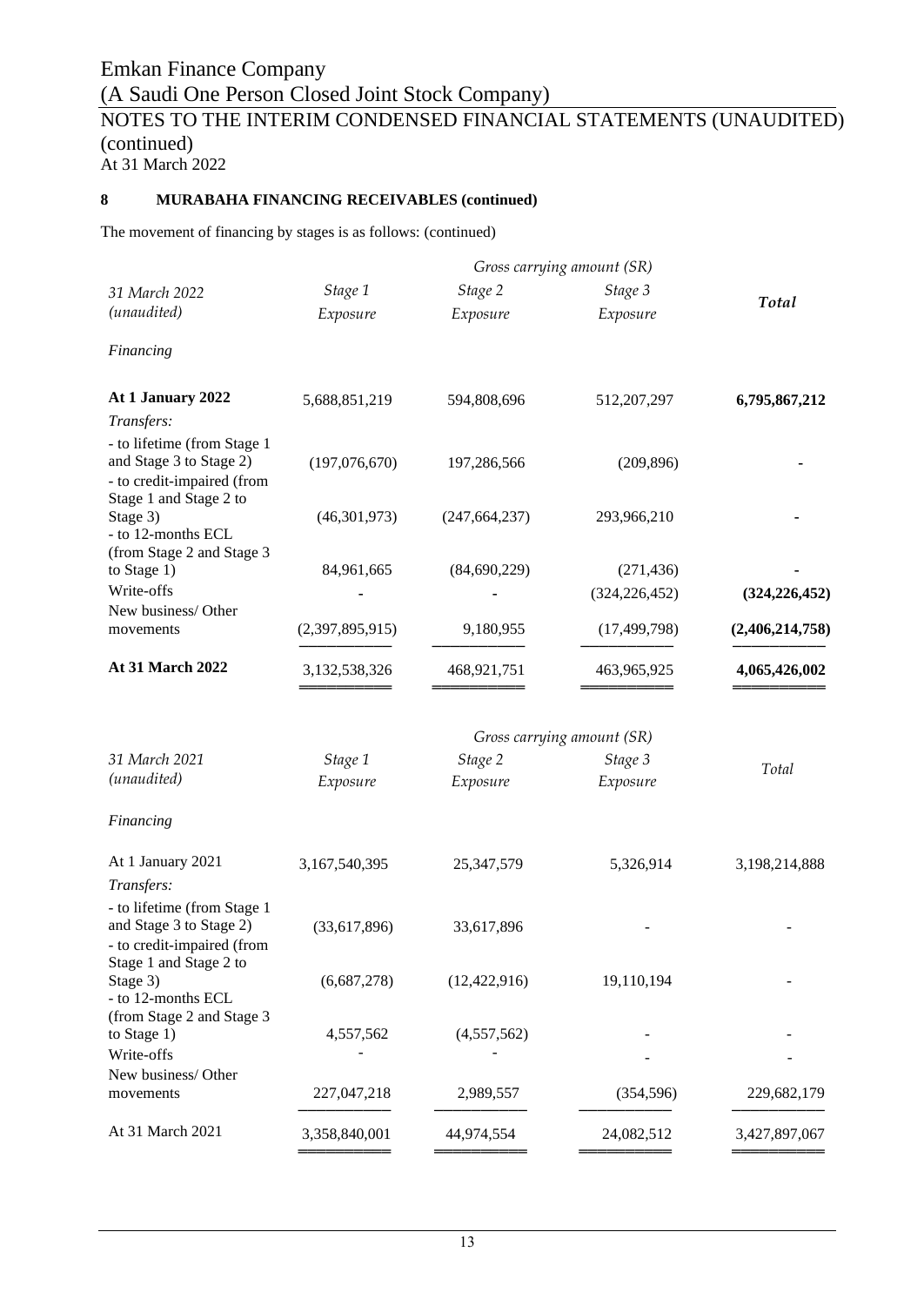Emkan Finance Company
(A Saudi One Person Closed Joint Stock Company)
NOTES TO THE INTERIM CONDENSED FINANCIAL STATEMENTS (UNAUDITED) (continued)
At 31 March 2022

**8 MURABAHA FINANCING RECEIVABLES (continued)**

The movement of financing by stages is as follows: (continued)

| *31 March 2022 (unaudited)* | *Gross carrying amount (SR)* | | | |
|---|---|---|---|---|
| | *Stage 1 Exposure* | *Stage 2 Exposure* | *Stage 3 Exposure* | ***Total*** |
| *Financing* | | | | |
| **At 1 January 2022** | 5,688,851,219 | 594,808,696 | 512,207,297 | **6,795,867,212** |
| *Transfers:* | | | | |
| - to lifetime (from Stage 1 and Stage 3 to Stage 2) | (197,076,670) | 197,286,566 | (209,896) | **-** |
| - to credit-impaired (from Stage 1 and Stage 2 to Stage 3) | (46,301,973) | (247,664,237) | 293,966,210 | **-** |
| - to 12-months ECL (from Stage 2 and Stage 3 to Stage 1) | 84,961,665 | (84,690,229) | (271,436) | **-** |
| Write-offs | - | - | (324,226,452) | **(324,226,452)** |
| New business/ Other movements | (2,397,895,915) | 9,180,955 | (17,499,798) | **(2,406,214,758)** |
| **At 31 March 2022** | 3,132,538,326 | 468,921,751 | 463,965,925 | **4,065,426,002** |

| *31 March 2021 (unaudited)* | *Gross carrying amount (SR)* | | | |
|---|---|---|---|---|
| | *Stage 1 Exposure* | *Stage 2 Exposure* | *Stage 3 Exposure* | *Total* |
| *Financing* | | | | |
| At 1 January 2021 | 3,167,540,395 | 25,347,579 | 5,326,914 | 3,198,214,888 |
| *Transfers:* | | | | |
| - to lifetime (from Stage 1 and Stage 3 to Stage 2) | (33,617,896) | 33,617,896 | - | - |
| - to credit-impaired (from Stage 1 and Stage 2 to Stage 3) | (6,687,278) | (12,422,916) | 19,110,194 | - |
| - to 12-months ECL (from Stage 2 and Stage 3 to Stage 1) | 4,557,562 | (4,557,562) | - | - |
| Write-offs | - | - | - | - |
| New business/ Other movements | 227,047,218 | 2,989,557 | (354,596) | 229,682,179 |
| At 31 March 2021 | 3,358,840,001 | 44,974,554 | 24,082,512 | 3,427,897,067 |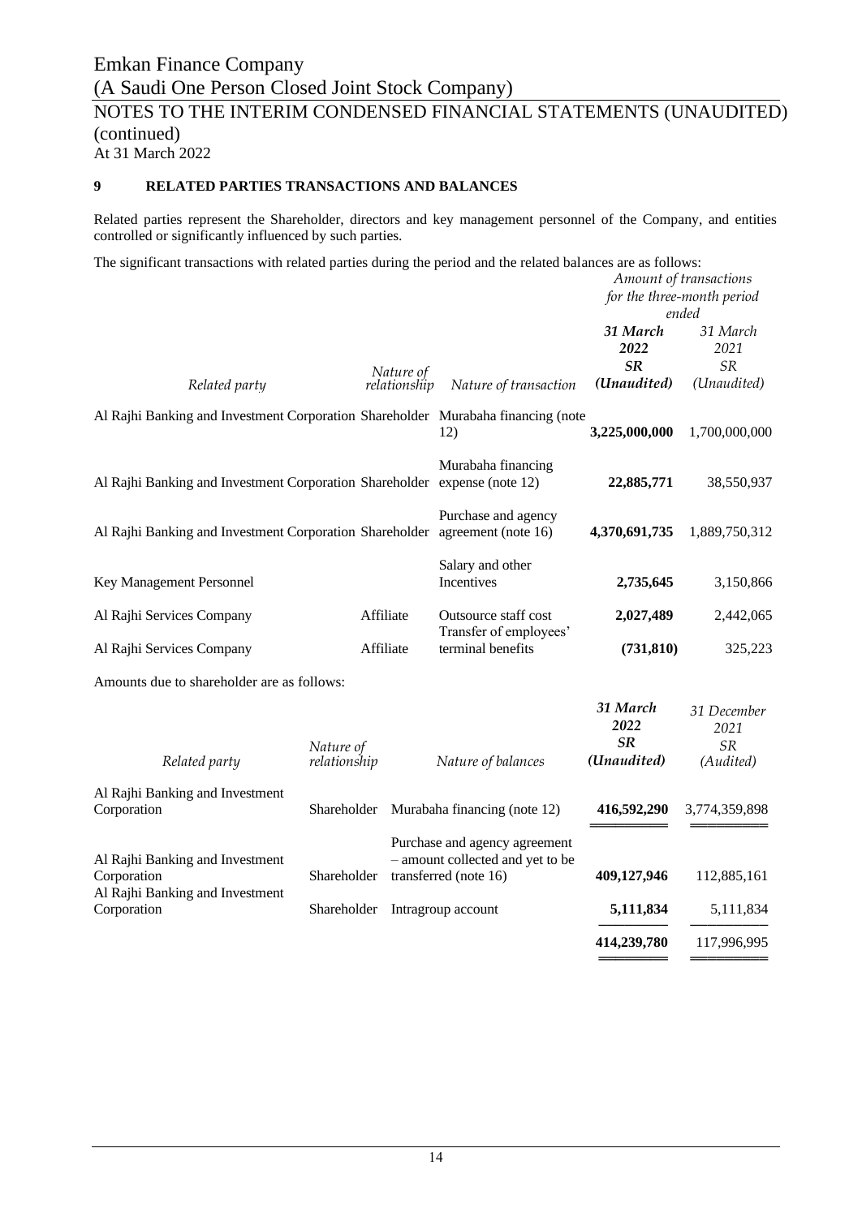Emkan Finance Company
(A Saudi One Person Closed Joint Stock Company)
NOTES TO THE INTERIM CONDENSED FINANCIAL STATEMENTS (UNAUDITED) (continued)
At 31 March 2022

## 9 RELATED PARTIES TRANSACTIONS AND BALANCES

Related parties represent the Shareholder, directors and key management personnel of the Company, and entities controlled or significantly influenced by such parties.

The significant transactions with related parties during the period and the related balances are as follows:

| *Related party* | *Nature of relationship* | *Nature of transaction* | *Amount of transactions for the three-month period ended* | |
|---|---|---|---|---|
| | | | ***31 March 2022 SR (Unaudited)*** | *31 March 2021 SR (Unaudited)* |
| Al Rajhi Banking and Investment Corporation | Shareholder | Murabaha financing (note 12) | **3,225,000,000** | 1,700,000,000 |
| Al Rajhi Banking and Investment Corporation | Shareholder | Murabaha financing expense (note 12) | **22,885,771** | 38,550,937 |
| Al Rajhi Banking and Investment Corporation | Shareholder | Purchase and agency agreement (note 16) | **4,370,691,735** | 1,889,750,312 |
| Key Management Personnel | | Salary and other Incentives | **2,735,645** | 3,150,866 |
| Al Rajhi Services Company | Affiliate | Outsource staff cost | **2,027,489** | 2,442,065 |
| Al Rajhi Services Company | Affiliate | Transfer of employees' terminal benefits | **(731,810)** | 325,223 |

Amounts due to shareholder are as follows:

| *Related party* | *Nature of relationship* | *Nature of balances* | ***31 March 2022 SR (Unaudited)*** | *31 December 2021 SR (Audited)* |
|---|---|---|---|---|
| Al Rajhi Banking and Investment Corporation | Shareholder | Murabaha financing (note 12) | **416,592,290** | 3,774,359,898 |
| Al Rajhi Banking and Investment Corporation | Shareholder | Purchase and agency agreement – amount collected and yet to be transferred (note 16) | **409,127,946** | 112,885,161 |
| Al Rajhi Banking and Investment Corporation | Shareholder | Intragroup account | **5,111,834** | 5,111,834 |
| | | | **414,239,780** | 117,996,995 |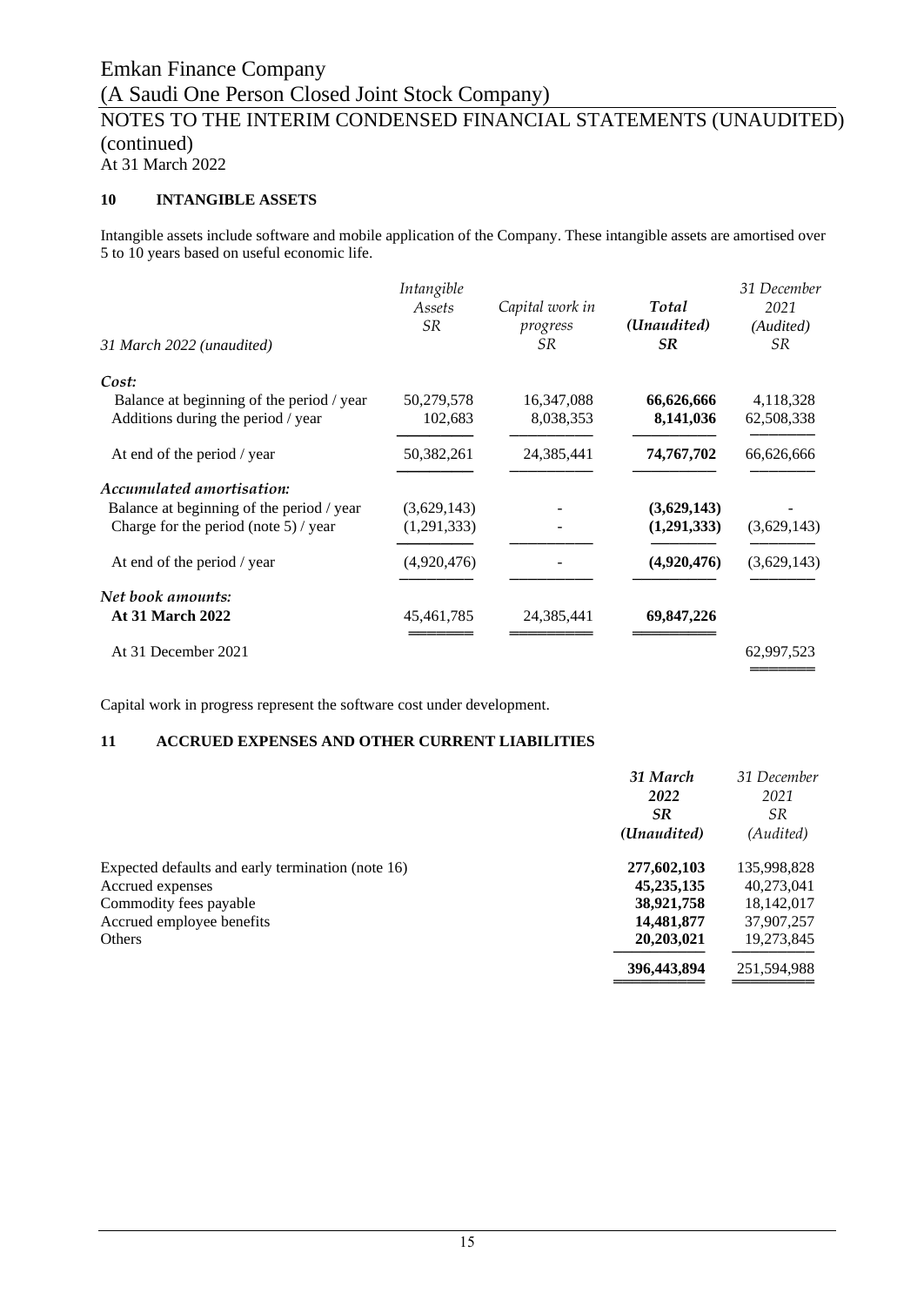Emkan Finance Company
(A Saudi One Person Closed Joint Stock Company)
NOTES TO THE INTERIM CONDENSED FINANCIAL STATEMENTS (UNAUDITED) (continued)
At 31 March 2022

## 10 INTANGIBLE ASSETS

Intangible assets include software and mobile application of the Company. These intangible assets are amortised over 5 to 10 years based on useful economic life.

| *31 March 2022 (unaudited)* | *Intangible Assets SR* | *Capital work in progress SR* | ***Total (Unaudited) SR*** | *31 December 2021 (Audited) SR* |
|---|---|---|---|---|
| ***Cost:*** | | | | |
| Balance at beginning of the period / year | 50,279,578 | 16,347,088 | **66,626,666** | 4,118,328 |
| Additions during the period / year | 102,683 | 8,038,353 | **8,141,036** | 62,508,338 |
| At end of the period / year | 50,382,261 | 24,385,441 | **74,767,702** | 66,626,666 |
| ***Accumulated amortisation:*** | | | | |
| Balance at beginning of the period / year | (3,629,143) | - | **(3,629,143)** | - |
| Charge for the period (note 5) / year | (1,291,333) | - | **(1,291,333)** | (3,629,143) |
| At end of the period / year | (4,920,476) | - | **(4,920,476)** | (3,629,143) |
| ***Net book amounts:*** | | | | |
| **At 31 March 2022** | 45,461,785 | 24,385,441 | **69,847,226** | |
| At 31 December 2021 | | | | 62,997,523 |

Capital work in progress represent the software cost under development.

## 11 ACCRUED EXPENSES AND OTHER CURRENT LIABILITIES

| | ***31 March 2022 SR (Unaudited)*** | *31 December 2021 SR (Audited)* |
|---|---|---|
| Expected defaults and early termination (note 16) | **277,602,103** | 135,998,828 |
| Accrued expenses | **45,235,135** | 40,273,041 |
| Commodity fees payable | **38,921,758** | 18,142,017 |
| Accrued employee benefits | **14,481,877** | 37,907,257 |
| Others | **20,203,021** | 19,273,845 |
| | **396,443,894** | 251,594,988 |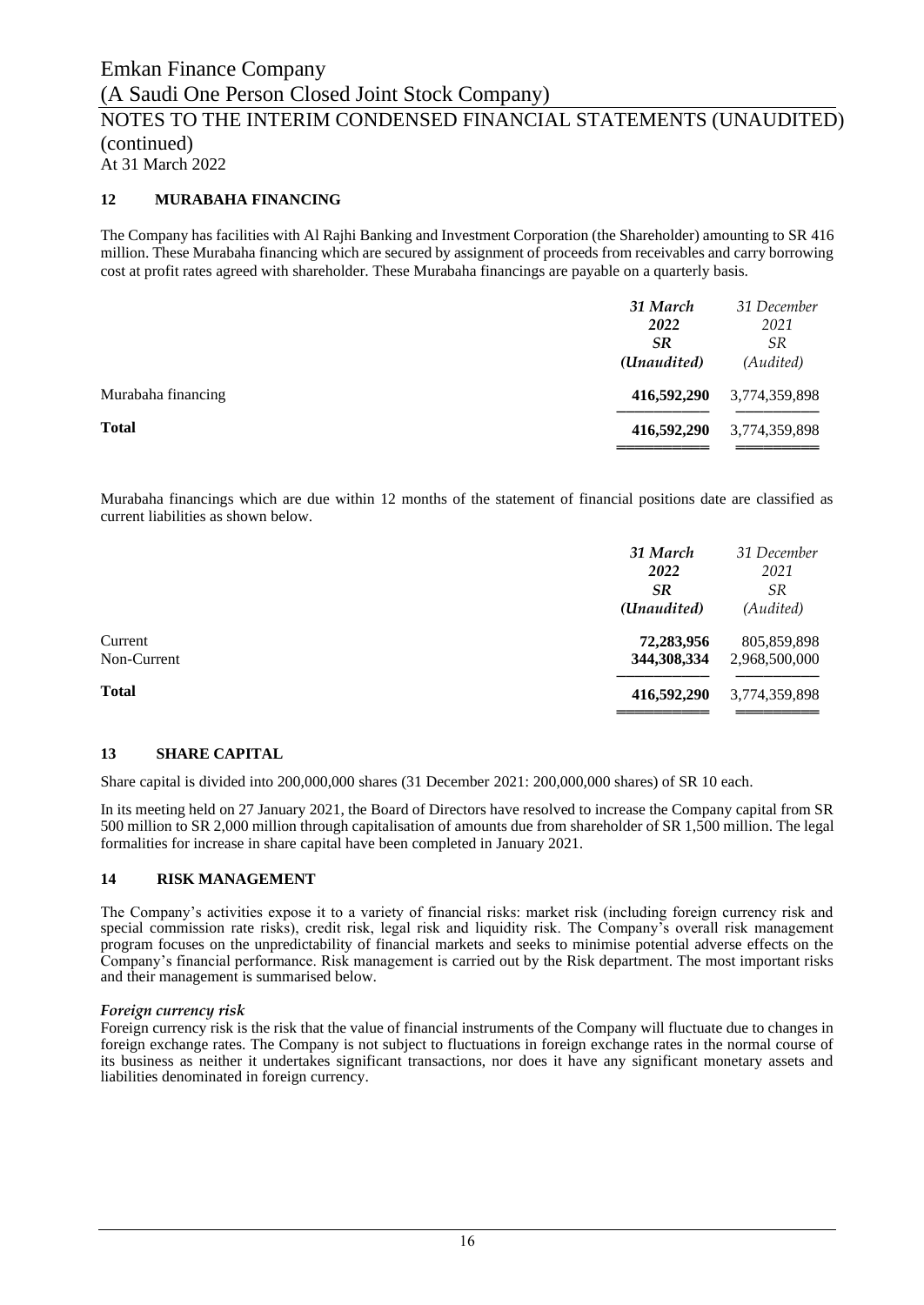## 12 MURABAHA FINANCING

The Company has facilities with Al Rajhi Banking and Investment Corporation (the Shareholder) amounting to SR 416 million. These Murabaha financing which are secured by assignment of proceeds from receivables and carry borrowing cost at profit rates agreed with shareholder. These Murabaha financings are payable on a quarterly basis.

| | *31 March 2022 SR (Unaudited)* | *31 December 2021 SR (Audited)* |
|---|---|---|
| Murabaha financing | **416,592,290** | 3,774,359,898 |
| **Total** | **416,592,290** | 3,774,359,898 |

Murabaha financings which are due within 12 months of the statement of financial positions date are classified as current liabilities as shown below.

| | *31 March 2022 SR (Unaudited)* | *31 December 2021 SR (Audited)* |
|---|---|---|
| Current | **72,283,956** | 805,859,898 |
| Non-Current | **344,308,334** | 2,968,500,000 |
| **Total** | **416,592,290** | 3,774,359,898 |

## 13 SHARE CAPITAL

Share capital is divided into 200,000,000 shares (31 December 2021: 200,000,000 shares) of SR 10 each.

In its meeting held on 27 January 2021, the Board of Directors have resolved to increase the Company capital from SR 500 million to SR 2,000 million through capitalisation of amounts due from shareholder of SR 1,500 million. The legal formalities for increase in share capital have been completed in January 2021.

## 14 RISK MANAGEMENT

The Company's activities expose it to a variety of financial risks: market risk (including foreign currency risk and special commission rate risks), credit risk, legal risk and liquidity risk. The Company's overall risk management program focuses on the unpredictability of financial markets and seeks to minimise potential adverse effects on the Company's financial performance. Risk management is carried out by the Risk department. The most important risks and their management is summarised below.

### *Foreign currency risk*

Foreign currency risk is the risk that the value of financial instruments of the Company will fluctuate due to changes in foreign exchange rates. The Company is not subject to fluctuations in foreign exchange rates in the normal course of its business as neither it undertakes significant transactions, nor does it have any significant monetary assets and liabilities denominated in foreign currency.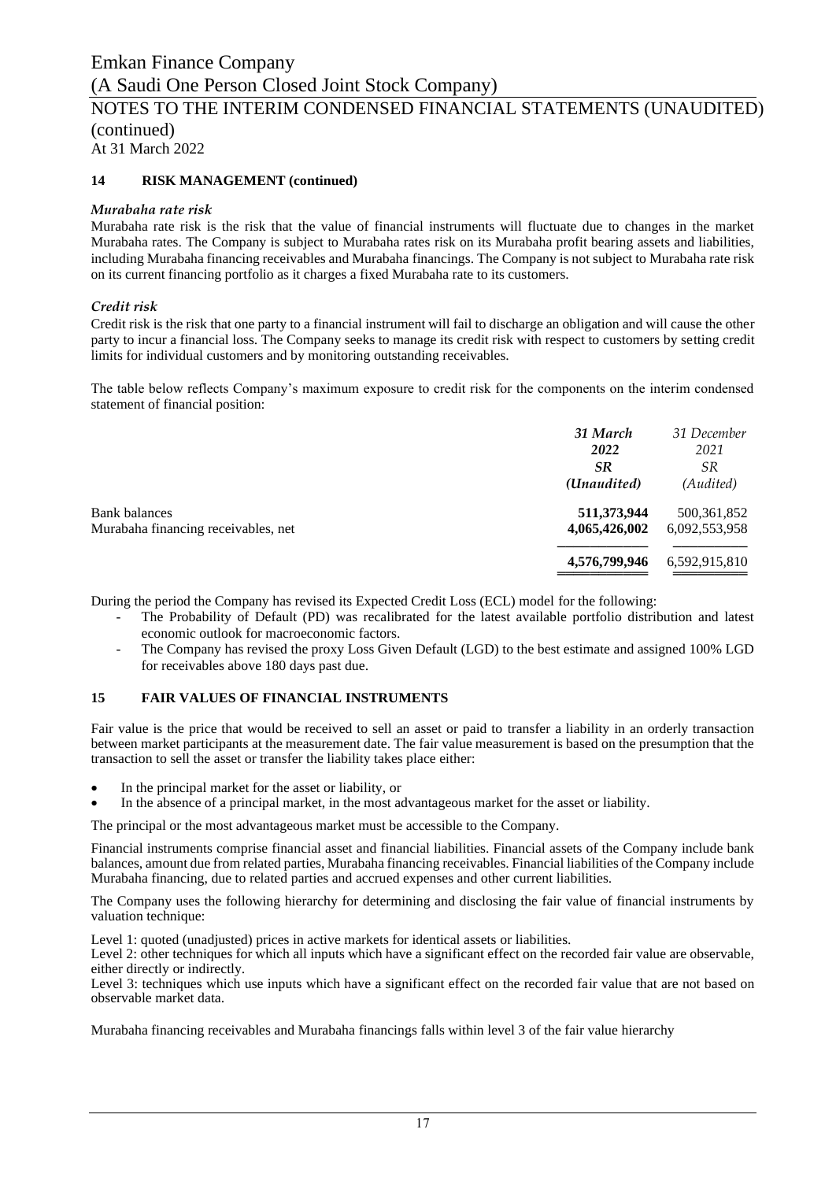## 14 RISK MANAGEMENT (continued)

### *Murabaha rate risk*

Murabaha rate risk is the risk that the value of financial instruments will fluctuate due to changes in the market Murabaha rates. The Company is subject to Murabaha rates risk on its Murabaha profit bearing assets and liabilities, including Murabaha financing receivables and Murabaha financings. The Company is not subject to Murabaha rate risk on its current financing portfolio as it charges a fixed Murabaha rate to its customers.

### *Credit risk*

Credit risk is the risk that one party to a financial instrument will fail to discharge an obligation and will cause the other party to incur a financial loss. The Company seeks to manage its credit risk with respect to customers by setting credit limits for individual customers and by monitoring outstanding receivables.

The table below reflects Company's maximum exposure to credit risk for the components on the interim condensed statement of financial position:

| | ***31 March 2022 SR (Unaudited)*** | *31 December 2021 SR (Audited)* |
|---|---|---|
| Bank balances | **511,373,944** | 500,361,852 |
| Murabaha financing receivables, net | **4,065,426,002** | 6,092,553,958 |
| | **4,576,799,946** | 6,592,915,810 |

During the period the Company has revised its Expected Credit Loss (ECL) model for the following:

- The Probability of Default (PD) was recalibrated for the latest available portfolio distribution and latest economic outlook for macroeconomic factors.
- The Company has revised the proxy Loss Given Default (LGD) to the best estimate and assigned 100% LGD for receivables above 180 days past due.

## 15 FAIR VALUES OF FINANCIAL INSTRUMENTS

Fair value is the price that would be received to sell an asset or paid to transfer a liability in an orderly transaction between market participants at the measurement date. The fair value measurement is based on the presumption that the transaction to sell the asset or transfer the liability takes place either:

- In the principal market for the asset or liability, or
- In the absence of a principal market, in the most advantageous market for the asset or liability.

The principal or the most advantageous market must be accessible to the Company.

Financial instruments comprise financial asset and financial liabilities. Financial assets of the Company include bank balances, amount due from related parties, Murabaha financing receivables. Financial liabilities of the Company include Murabaha financing, due to related parties and accrued expenses and other current liabilities.

The Company uses the following hierarchy for determining and disclosing the fair value of financial instruments by valuation technique:

Level 1: quoted (unadjusted) prices in active markets for identical assets or liabilities.
Level 2: other techniques for which all inputs which have a significant effect on the recorded fair value are observable, either directly or indirectly.
Level 3: techniques which use inputs which have a significant effect on the recorded fair value that are not based on observable market data.

Murabaha financing receivables and Murabaha financings falls within level 3 of the fair value hierarchy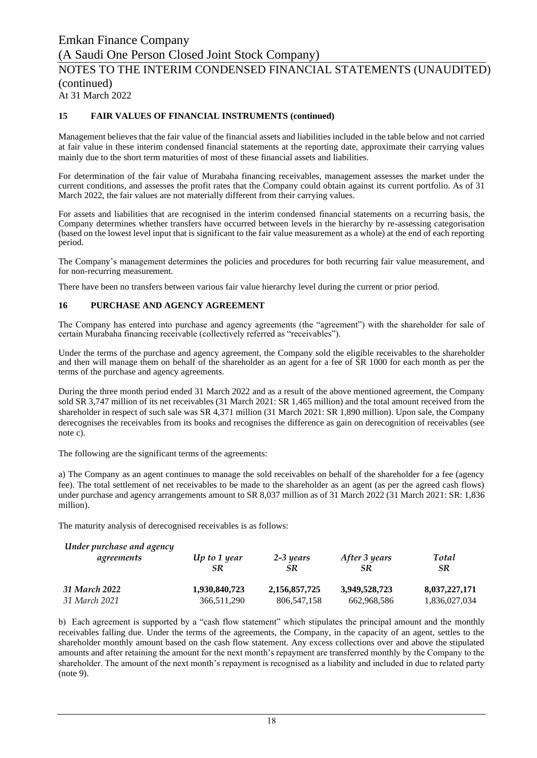## 15 FAIR VALUES OF FINANCIAL INSTRUMENTS (continued)

Management believes that the fair value of the financial assets and liabilities included in the table below and not carried at fair value in these interim condensed financial statements at the reporting date, approximate their carrying values mainly due to the short term maturities of most of these financial assets and liabilities.

For determination of the fair value of Murabaha financing receivables, management assesses the market under the current conditions, and assesses the profit rates that the Company could obtain against its current portfolio. As of 31 March 2022, the fair values are not materially different from their carrying values.

For assets and liabilities that are recognised in the interim condensed financial statements on a recurring basis, the Company determines whether transfers have occurred between levels in the hierarchy by re-assessing categorisation (based on the lowest level input that is significant to the fair value measurement as a whole) at the end of each reporting period.

The Company's management determines the policies and procedures for both recurring fair value measurement, and for non-recurring measurement.

There have been no transfers between various fair value hierarchy level during the current or prior period.

## 16 PURCHASE AND AGENCY AGREEMENT

The Company has entered into purchase and agency agreements (the "agreement") with the shareholder for sale of certain Murabaha financing receivable (collectively referred as "receivables").

Under the terms of the purchase and agency agreement, the Company sold the eligible receivables to the shareholder and then will manage them on behalf of the shareholder as an agent for a fee of SR 1000 for each month as per the terms of the purchase and agency agreements.

During the three month period ended 31 March 2022 and as a result of the above mentioned agreement, the Company sold SR 3,747 million of its net receivables (31 March 2021: SR 1,465 million) and the total amount received from the shareholder in respect of such sale was SR 4,371 million (31 March 2021: SR 1,890 million). Upon sale, the Company derecognises the receivables from its books and recognises the difference as gain on derecognition of receivables (see note c).

The following are the significant terms of the agreements:

a) The Company as an agent continues to manage the sold receivables on behalf of the shareholder for a fee (agency fee). The total settlement of net receivables to be made to the shareholder as an agent (as per the agreed cash flows) under purchase and agency arrangements amount to SR 8,037 million as of 31 March 2022 (31 March 2021: SR: 1,836 million).

The maturity analysis of derecognised receivables is as follows:

| *Under purchase and agency agreements* | *Up to 1 year* SR | *2-3 years* SR | *After 3 years* SR | *Total* SR |
|---|---|---|---|---|
| ***31 March 2022*** | **1,930,840,723** | **2,156,857,725** | **3,949,528,723** | **8,037,227,171** |
| *31 March 2021* | 366,511,290 | 806,547,158 | 662,968,586 | 1,836,027,034 |

b) Each agreement is supported by a "cash flow statement" which stipulates the principal amount and the monthly receivables falling due. Under the terms of the agreements, the Company, in the capacity of an agent, settles to the shareholder monthly amount based on the cash flow statement. Any excess collections over and above the stipulated amounts and after retaining the amount for the next month's repayment are transferred monthly by the Company to the shareholder. The amount of the next month's repayment is recognised as a liability and included in due to related party (note 9).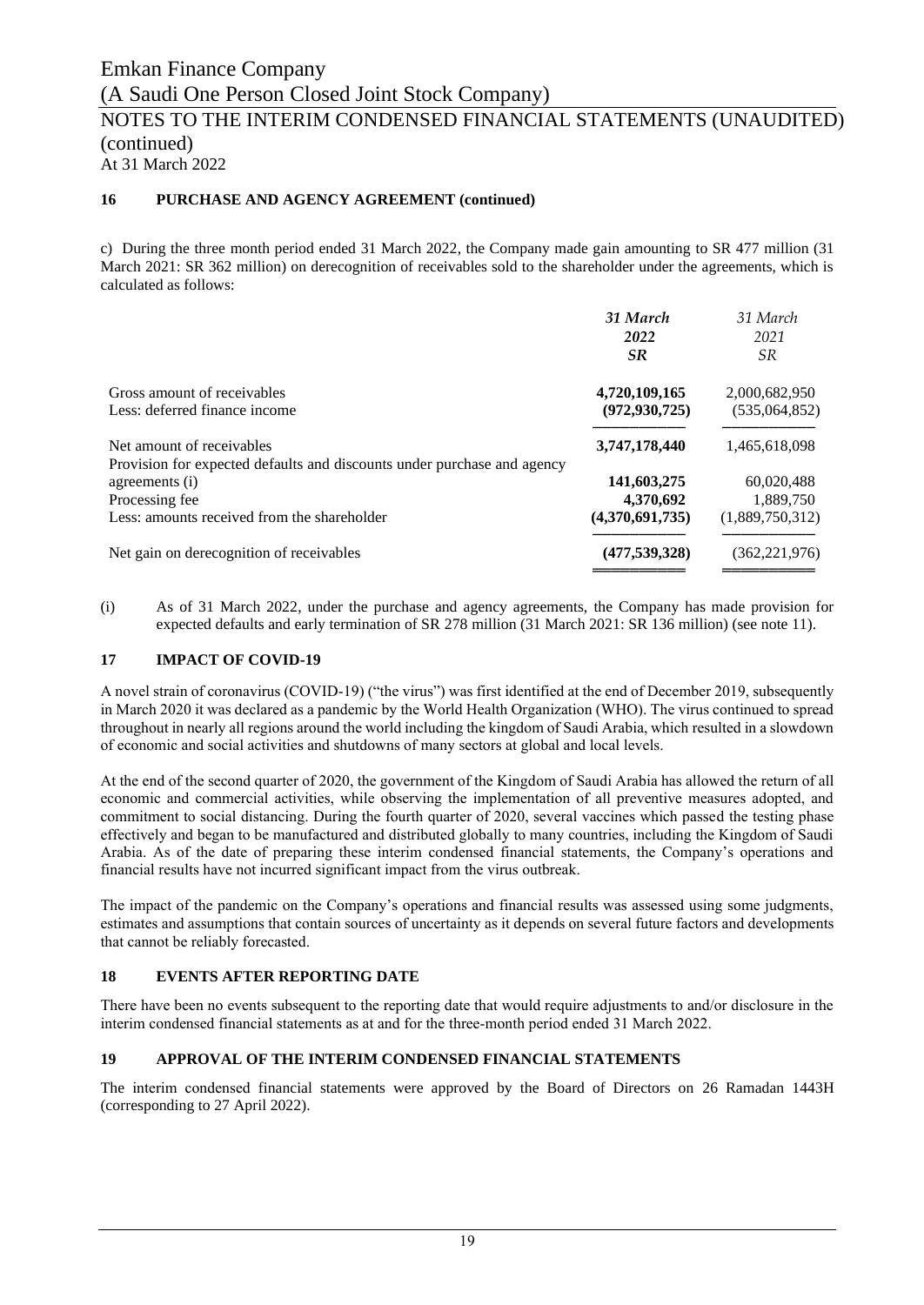Emkan Finance Company
(A Saudi One Person Closed Joint Stock Company)
NOTES TO THE INTERIM CONDENSED FINANCIAL STATEMENTS (UNAUDITED) (continued)
At 31 March 2022

## 16 PURCHASE AND AGENCY AGREEMENT (continued)

c) During the three month period ended 31 March 2022, the Company made gain amounting to SR 477 million (31 March 2021: SR 362 million) on derecognition of receivables sold to the shareholder under the agreements, which is calculated as follows:

| | ***31 March 2022 SR*** | *31 March 2021 SR* |
|---|---|---|
| Gross amount of receivables | **4,720,109,165** | 2,000,682,950 |
| Less: deferred finance income | **(972,930,725)** | (535,064,852) |
| Net amount of receivables | **3,747,178,440** | 1,465,618,098 |
| Provision for expected defaults and discounts under purchase and agency agreements (i) | **141,603,275** | 60,020,488 |
| Processing fee | **4,370,692** | 1,889,750 |
| Less: amounts received from the shareholder | **(4,370,691,735)** | (1,889,750,312) |
| Net gain on derecognition of receivables | **(477,539,328)** | (362,221,976) |

(i) As of 31 March 2022, under the purchase and agency agreements, the Company has made provision for expected defaults and early termination of SR 278 million (31 March 2021: SR 136 million) (see note 11).

## 17 IMPACT OF COVID-19

A novel strain of coronavirus (COVID-19) ("the virus") was first identified at the end of December 2019, subsequently in March 2020 it was declared as a pandemic by the World Health Organization (WHO). The virus continued to spread throughout in nearly all regions around the world including the kingdom of Saudi Arabia, which resulted in a slowdown of economic and social activities and shutdowns of many sectors at global and local levels.

At the end of the second quarter of 2020, the government of the Kingdom of Saudi Arabia has allowed the return of all economic and commercial activities, while observing the implementation of all preventive measures adopted, and commitment to social distancing. During the fourth quarter of 2020, several vaccines which passed the testing phase effectively and began to be manufactured and distributed globally to many countries, including the Kingdom of Saudi Arabia. As of the date of preparing these interim condensed financial statements, the Company's operations and financial results have not incurred significant impact from the virus outbreak.

The impact of the pandemic on the Company's operations and financial results was assessed using some judgments, estimates and assumptions that contain sources of uncertainty as it depends on several future factors and developments that cannot be reliably forecasted.

## 18 EVENTS AFTER REPORTING DATE

There have been no events subsequent to the reporting date that would require adjustments to and/or disclosure in the interim condensed financial statements as at and for the three-month period ended 31 March 2022.

## 19 APPROVAL OF THE INTERIM CONDENSED FINANCIAL STATEMENTS

The interim condensed financial statements were approved by the Board of Directors on 26 Ramadan 1443H (corresponding to 27 April 2022).